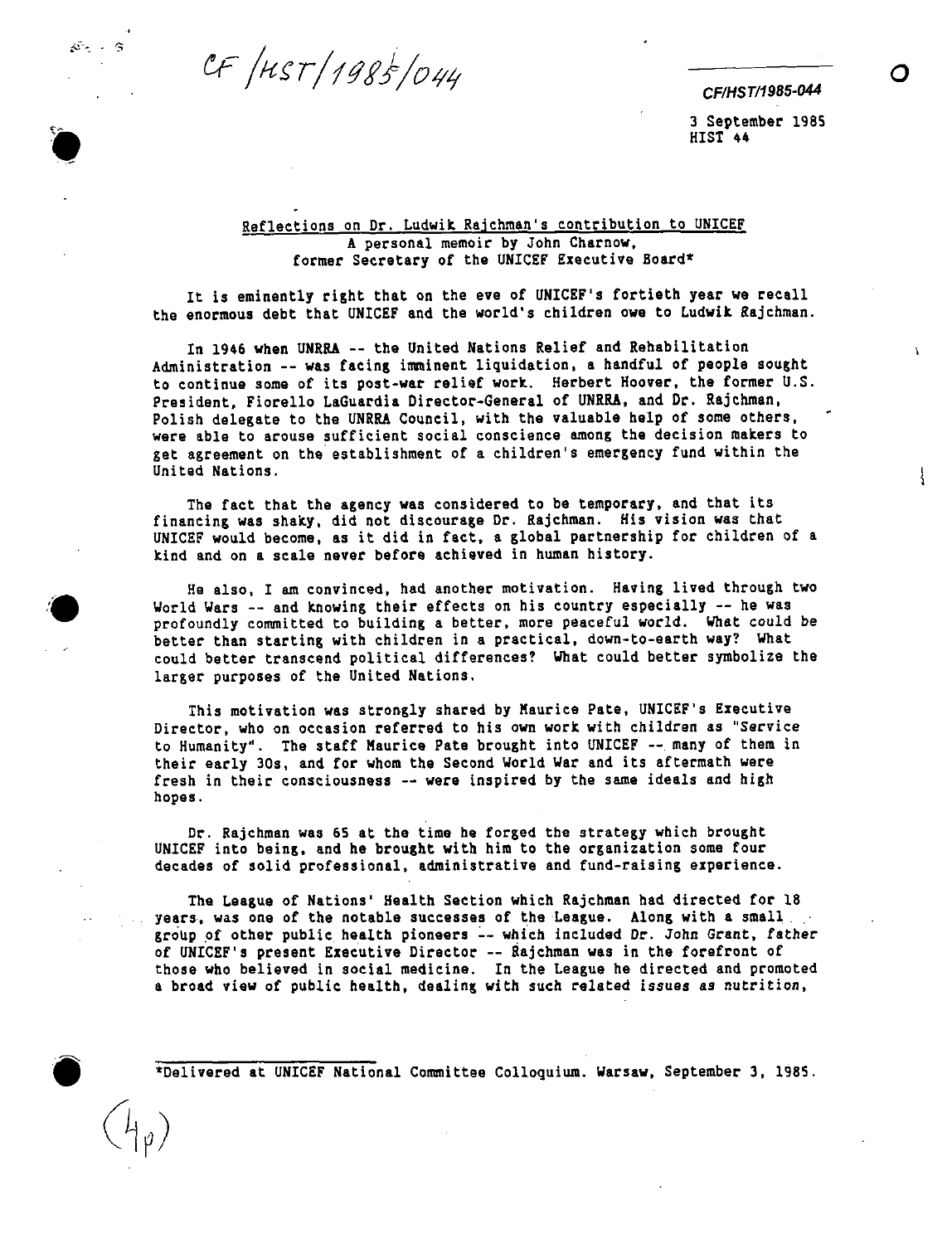CF/HST/1985/044

CF/HST/1985-044

3 September 1985
HIST 44

## Reflections on Dr. Ludwik Rajchman's contribution to UNICEF

A personal memoir by John Charnow,
former Secretary of the UNICEF Executive Board*

It is eminently right that on the eve of UNICEF's fortieth year we recall the enormous debt that UNICEF and the world's children owe to Ludwik Rajchman.

In 1946 when UNRRA -- the United Nations Relief and Rehabilitation Administration -- was facing imminent liquidation, a handful of people sought to continue some of its post-war relief work. Herbert Hoover, the former U.S. President, Fiorello LaGuardia Director-General of UNRRA, and Dr. Rajchman, Polish delegate to the UNRRA Council, with the valuable help of some others, were able to arouse sufficient social conscience among the decision makers to get agreement on the establishment of a children's emergency fund within the United Nations.

The fact that the agency was considered to be temporary, and that its financing was shaky, did not discourage Dr. Rajchman. His vision was that UNICEF would become, as it did in fact, a global partnership for children of a kind and on a scale never before achieved in human history.

He also, I am convinced, had another motivation. Having lived through two World Wars -- and knowing their effects on his country especially -- he was profoundly committed to building a better, more peaceful world. What could be better than starting with children in a practical, down-to-earth way? What could better transcend political differences? What could better symbolize the larger purposes of the United Nations.

This motivation was strongly shared by Maurice Pate, UNICEF's Executive Director, who on occasion referred to his own work with children as "Service to Humanity". The staff Maurice Pate brought into UNICEF -- many of them in their early 30s, and for whom the Second World War and its aftermath were fresh in their consciousness -- were inspired by the same ideals and high hopes.

Dr. Rajchman was 65 at the time he forged the strategy which brought UNICEF into being, and he brought with him to the organization some four decades of solid professional, administrative and fund-raising experience.

The League of Nations' Health Section which Rajchman had directed for 18 years, was one of the notable successes of the League. Along with a small group of other public health pioneers -- which included Dr. John Grant, father of UNICEF's present Executive Director -- Rajchman was in the forefront of those who believed in social medicine. In the League he directed and promoted a broad view of public health, dealing with such related issues as nutrition,

*Delivered at UNICEF National Committee Colloquium. Warsaw, September 3, 1985.

(4p)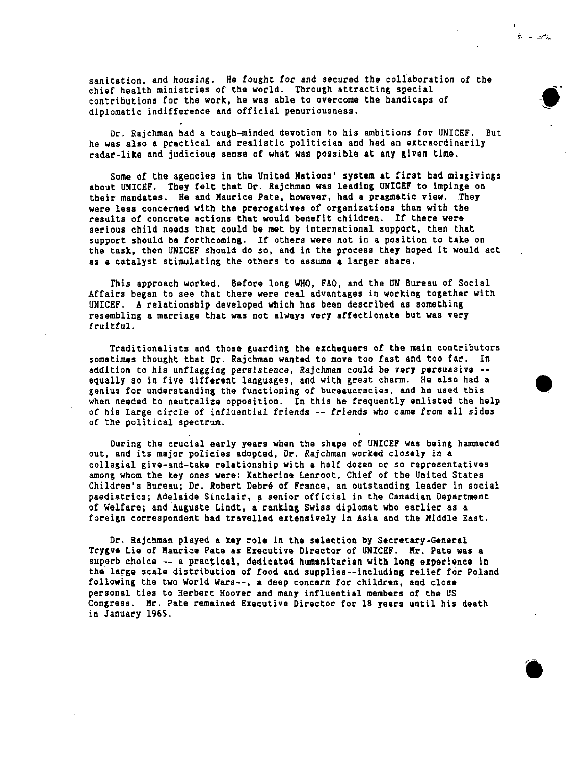sanitation, and housing. He fought for and secured the collaboration of the chief health ministries of the world. Through attracting special contributions for the work, he was able to overcome the handicaps of diplomatic indifference and official penuriousness.

Dr. Rajchman had a tough-minded devotion to his ambitions for UNICEF. But he was also a practical and realistic politician and had an extraordinarily radar-like and judicious sense of what was possible at any given time.

Some of the agencies in the United Nations' system at first had misgivings about UNICEF. They felt that Dr. Rajchman was leading UNICEF to impinge on their mandates. He and Maurice Pate, however, had a pragmatic view. They were less concerned with the prerogatives of organizations than with the results of concrete actions that would benefit children. If there were serious child needs that could be met by international support, then that support should be forthcoming. If others were not in a position to take on the task, then UNICEF should do so, and in the process they hoped it would act as a catalyst stimulating the others to assume a larger share.

This approach worked. Before long WHO, FAO, and the UN Bureau of Social Affairs began to see that there were real advantages in working together with UNICEF. A relationship developed which has been described as something resembling a marriage that was not always very affectionate but was very fruitful.

Traditionalists and those guarding the exchequers of the main contributors sometimes thought that Dr. Rajchman wanted to move too fast and too far. In addition to his unflagging persistence, Rajchman could be very persuasive -- equally so in five different languages, and with great charm. He also had a genius for understanding the functioning of bureaucracies, and he used this when needed to neutralize opposition. In this he frequently enlisted the help of his large circle of influential friends -- friends who came from all sides of the political spectrum.

During the crucial early years when the shape of UNICEF was being hammered out, and its major policies adopted, Dr. Rajchman worked closely in a collegial give-and-take relationship with a half dozen or so representatives among whom the key ones were: Katherine Lenroot, Chief of the United States Children's Bureau; Dr. Robert Debré of France, an outstanding leader in social paediatrics; Adelaide Sinclair, a senior official in the Canadian Department of Welfare; and Auguste Lindt, a ranking Swiss diplomat who earlier as a foreign correspondent had travelled extensively in Asia and the Middle East.

Dr. Rajchman played a key role in the selection by Secretary-General Trygve Lie of Maurice Pate as Executive Director of UNICEF. Mr. Pate was a superb choice -- a practical, dedicated humanitarian with long experience in the large scale distribution of food and supplies--including relief for Poland following the two World Wars--, a deep concern for children, and close personal ties to Herbert Hoover and many influential members of the US Congress. Mr. Pate remained Executive Director for 18 years until his death in January 1965.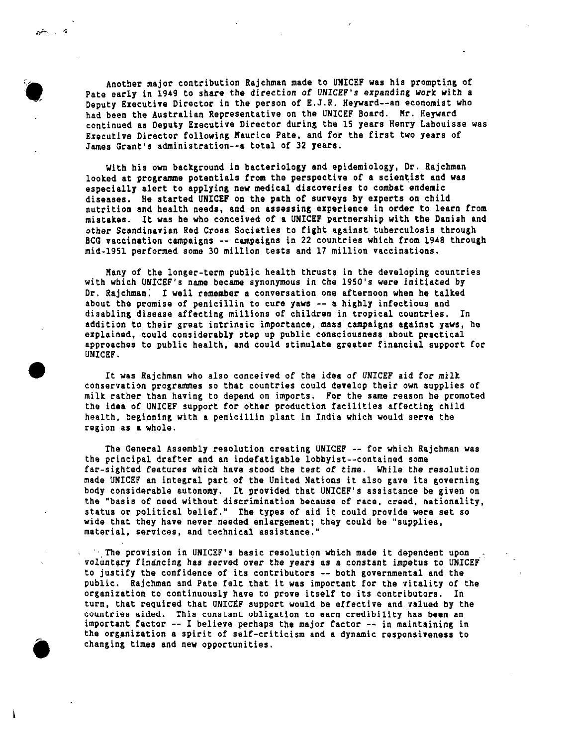Another major contribution Rajchman made to UNICEF was his prompting of Pate early in 1949 to share the direction of UNICEF's expanding work with a Deputy Executive Director in the person of E.J.R. Heyward--an economist who had been the Australian Representative on the UNICEF Board. Mr. Heyward continued as Deputy Executive Director during the 15 years Henry Labouisse was Executive Director following Maurice Pate, and for the first two years of James Grant's administration--a total of 32 years.

With his own background in bacteriology and epidemiology, Dr. Rajchman looked at programme potentials from the perspective of a scientist and was especially alert to applying new medical discoveries to combat endemic diseases. He started UNICEF on the path of surveys by experts on child nutrition and health needs, and on assessing experience in order to learn from mistakes. It was he who conceived of a UNICEF partnership with the Danish and other Scandinavian Red Cross Societies to fight against tuberculosis through BCG vaccination campaigns -- campaigns in 22 countries which from 1948 through mid-1951 performed some 30 million tests and 17 million vaccinations.

Many of the longer-term public health thrusts in the developing countries with which UNICEF's name became synonymous in the 1950's were initiated by Dr. Rajchman. I well remember a conversation one afternoon when he talked about the promise of penicillin to cure yaws -- a highly infectious and disabling disease affecting millions of children in tropical countries. In addition to their great intrinsic importance, mass campaigns against yaws, he explained, could considerably step up public consciousness about practical approaches to public health, and could stimulate greater financial support for UNICEF.

It was Rajchman who also conceived of the idea of UNICEF aid for milk conservation programmes so that countries could develop their own supplies of milk rather than having to depend on imports. For the same reason he promoted the idea of UNICEF support for other production facilities affecting child health, beginning with a penicillin plant in India which would serve the region as a whole.

The General Assembly resolution creating UNICEF -- for which Rajchman was the principal drafter and an indefatigable lobbyist--contained some far-sighted features which have stood the test of time. While the resolution made UNICEF an integral part of the United Nations it also gave its governing body considerable autonomy. It provided that UNICEF's assistance be given on the "basis of need without discrimination because of race, creed, nationality, status or political belief." The types of aid it could provide were set so wide that they have never needed enlargement; they could be "supplies, material, services, and technical assistance."

The provision in UNICEF's basic resolution which made it dependent upon voluntary financing has served over the years as a constant impetus to UNICEF to justify the confidence of its contributors -- both governmental and the public. Rajchman and Pate felt that it was important for the vitality of the organization to continuously have to prove itself to its contributors. In turn, that required that UNICEF support would be effective and valued by the countries aided. This constant obligation to earn credibility has been an important factor -- I believe perhaps the major factor -- in maintaining in the organization a spirit of self-criticism and a dynamic responsiveness to changing times and new opportunities.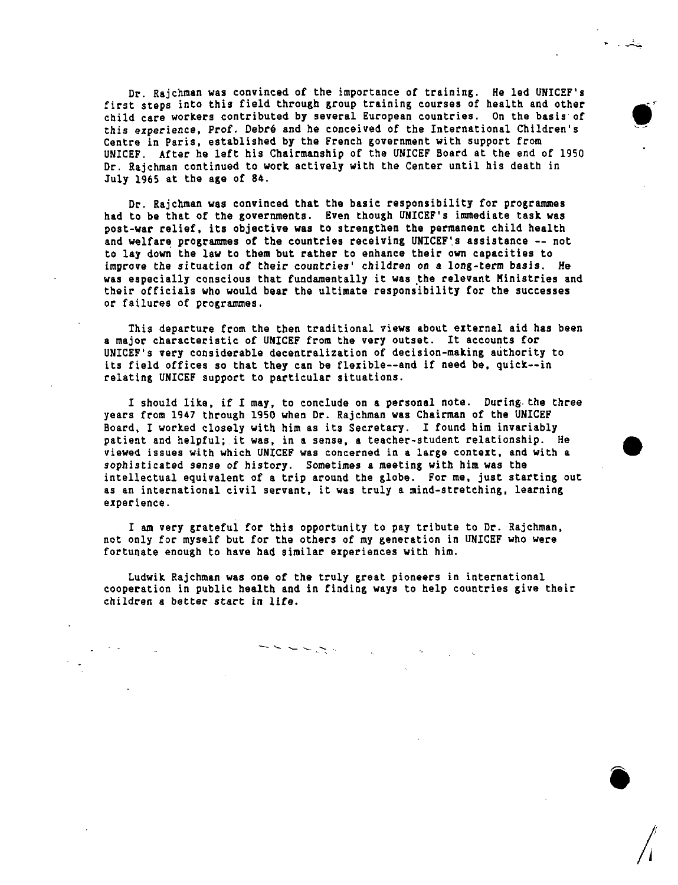Dr. Rajchman was convinced of the importance of training. He led UNICEF's first steps into this field through group training courses of health and other child care workers contributed by several European countries. On the basis of this experience, Prof. Debré and he conceived of the International Children's Centre in Paris, established by the French government with support from UNICEF. After he left his Chairmanship of the UNICEF Board at the end of 1950 Dr. Rajchman continued to work actively with the Center until his death in July 1965 at the age of 84.

Dr. Rajchman was convinced that the basic responsibility for programmes had to be that of the governments. Even though UNICEF's immediate task was post-war relief, its objective was to strengthen the permanent child health and welfare programmes of the countries receiving UNICEF's assistance -- not to lay down the law to them but rather to enhance their own capacities to improve the situation of their countries' children on a long-term basis. He was especially conscious that fundamentally it was the relevant Ministries and their officials who would bear the ultimate responsibility for the successes or failures of programmes.

This departure from the then traditional views about external aid has been a major characteristic of UNICEF from the very outset. It accounts for UNICEF's very considerable decentralization of decision-making authority to its field offices so that they can be flexible--and if need be, quick--in relating UNICEF support to particular situations.

I should like, if I may, to conclude on a personal note. During the three years from 1947 through 1950 when Dr. Rajchman was Chairman of the UNICEF Board, I worked closely with him as its Secretary. I found him invariably patient and helpful; it was, in a sense, a teacher-student relationship. He viewed issues with which UNICEF was concerned in a large context, and with a sophisticated sense of history. Sometimes a meeting with him was the intellectual equivalent of a trip around the globe. For me, just starting out as an international civil servant, it was truly a mind-stretching, learning experience.

I am very grateful for this opportunity to pay tribute to Dr. Rajchman, not only for myself but for the others of my generation in UNICEF who were fortunate enough to have had similar experiences with him.

Ludwik Rajchman was one of the truly great pioneers in international cooperation in public health and in finding ways to help countries give their children a better start in life.